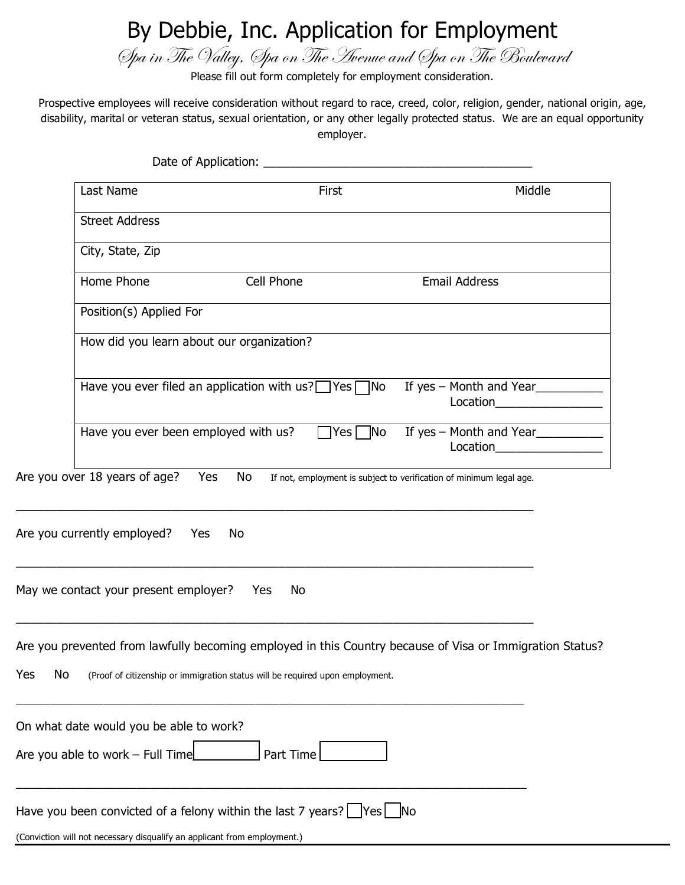# By Debbie, Inc. Application for Employment

*Spa in The Valley, Spa on The Avenue and Spa on The Boulevard*

Please fill out form completely for employment consideration.

Prospective employees will receive consideration without regard to race, creed, color, religion, gender, national origin, age, disability, marital or veteran status, sexual orientation, or any other legally protected status. We are an equal opportunity employer.

Date of Application: ________________________________________

| Last Name | First | Middle |
|---|---|---|
| Street Address | | |
| City, State, Zip | | |
| Home Phone | Cell Phone | Email Address |
| Position(s) Applied For | | |
| How did you learn about our organization? | | |
| Have you ever filed an application with us? ☐ Yes ☐ No | | If yes – Month and Year__________ Location________________ |
| Have you ever been employed with us? ☐ Yes ☐ No | | If yes – Month and Year__________ Location________________ |

Are you over 18 years of age? Yes No If not, employment is subject to verification of minimum legal age.

_______________________________________________________________________________

Are you currently employed? Yes No

_______________________________________________________________________________

May we contact your present employer? Yes No

_______________________________________________________________________________

Are you prevented from lawfully becoming employed in this Country because of Visa or Immigration Status?

Yes No (Proof of citizenship or immigration status will be required upon employment.

_______________________________________________________________________________

On what date would you be able to work?

Are you able to work – Full Time ☐ Part Time ☐

_______________________________________________________________________________

Have you been convicted of a felony within the last 7 years? ☐ Yes ☐ No

(Conviction will not necessary disqualify an applicant from employment.)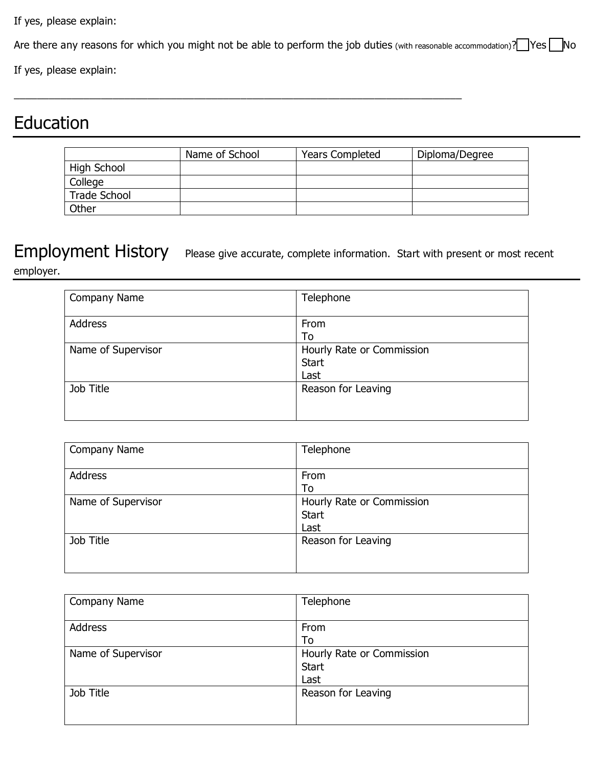If yes, please explain:

Are there any reasons for which you might not be able to perform the job duties (with reasonable accommodation)? ☐ Yes ☐ No

If yes, please explain:

\_\_\_\_\_\_\_\_\_\_\_\_\_\_\_\_\_\_\_\_\_\_\_\_\_\_\_\_\_\_\_\_\_\_\_\_\_\_\_\_\_\_\_\_\_\_\_\_\_\_\_\_\_\_\_\_\_\_\_\_\_\_\_\_\_\_\_\_\_\_\_\_\_\_

# Education

| | Name of School | Years Completed | Diploma/Degree |
|---|---|---|---|
| High School | | | |
| College | | | |
| Trade School | | | |
| Other | | | |

# Employment History

Please give accurate, complete information. Start with present or most recent employer.

| Company Name | Telephone |
|---|---|
| Address | From<br>To |
| Name of Supervisor | Hourly Rate or Commission<br>Start<br>Last |
| Job Title | Reason for Leaving |

| Company Name | Telephone |
|---|---|
| Address | From<br>To |
| Name of Supervisor | Hourly Rate or Commission<br>Start<br>Last |
| Job Title | Reason for Leaving |

| Company Name | Telephone |
|---|---|
| Address | From<br>To |
| Name of Supervisor | Hourly Rate or Commission<br>Start<br>Last |
| Job Title | Reason for Leaving |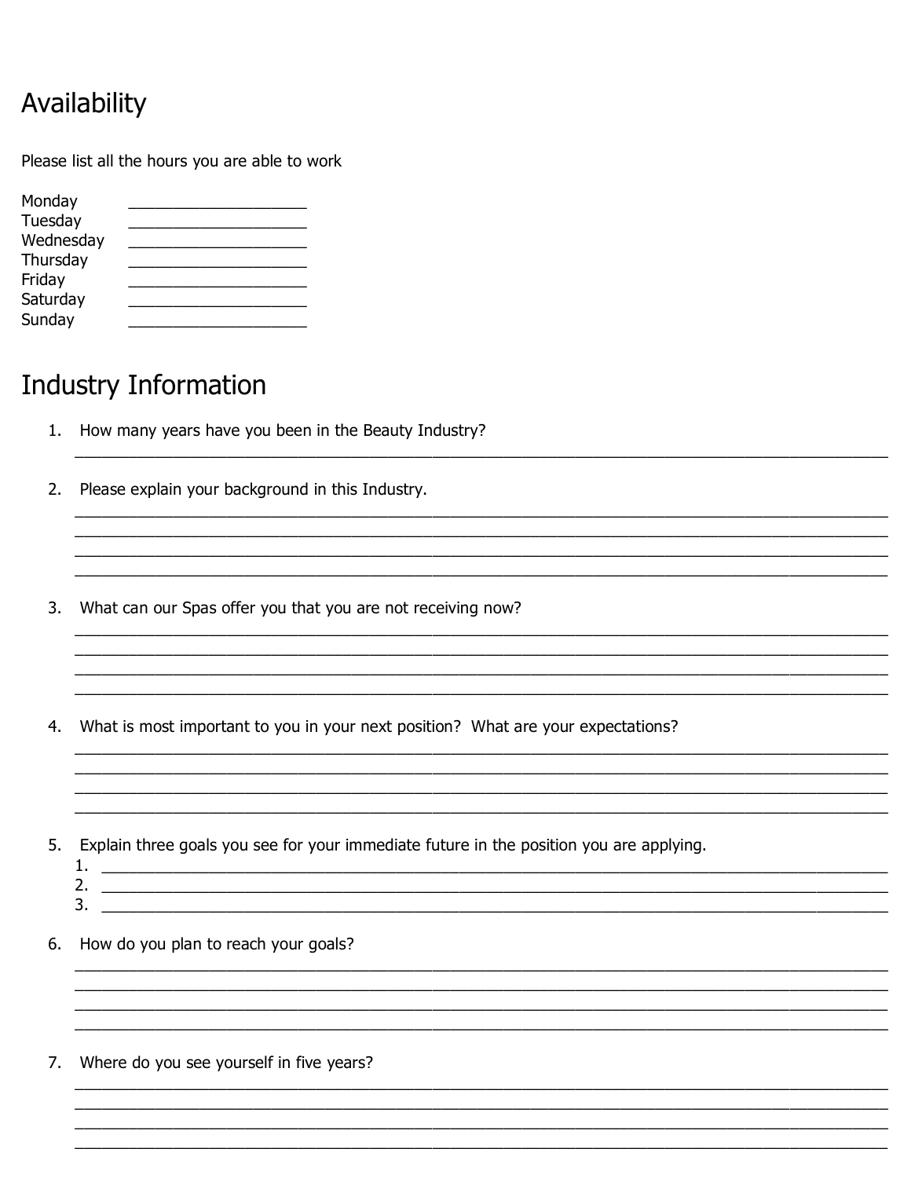## Availability

Please list all the hours you are able to work

Monday ____________________

Tuesday ____________________

Wednesday ____________________

Thursday ____________________

Friday ____________________

Saturday ____________________

Sunday ____________________

## Industry Information

1. How many years have you been in the Beauty Industry?
   ________________________________________________________________________________

2. Please explain your background in this Industry.
   ________________________________________________________________________________
   ________________________________________________________________________________
   ________________________________________________________________________________
   ________________________________________________________________________________

3. What can our Spas offer you that you are not receiving now?
   ________________________________________________________________________________
   ________________________________________________________________________________
   ________________________________________________________________________________
   ________________________________________________________________________________

4. What is most important to you in your next position? What are your expectations?
   ________________________________________________________________________________
   ________________________________________________________________________________
   ________________________________________________________________________________
   ________________________________________________________________________________

5. Explain three goals you see for your immediate future in the position you are applying.
   1. ____________________________________________________________________________
   2. ____________________________________________________________________________
   3. ____________________________________________________________________________

6. How do you plan to reach your goals?
   ________________________________________________________________________________
   ________________________________________________________________________________
   ________________________________________________________________________________
   ________________________________________________________________________________

7. Where do you see yourself in five years?
   ________________________________________________________________________________
   ________________________________________________________________________________
   ________________________________________________________________________________
   ________________________________________________________________________________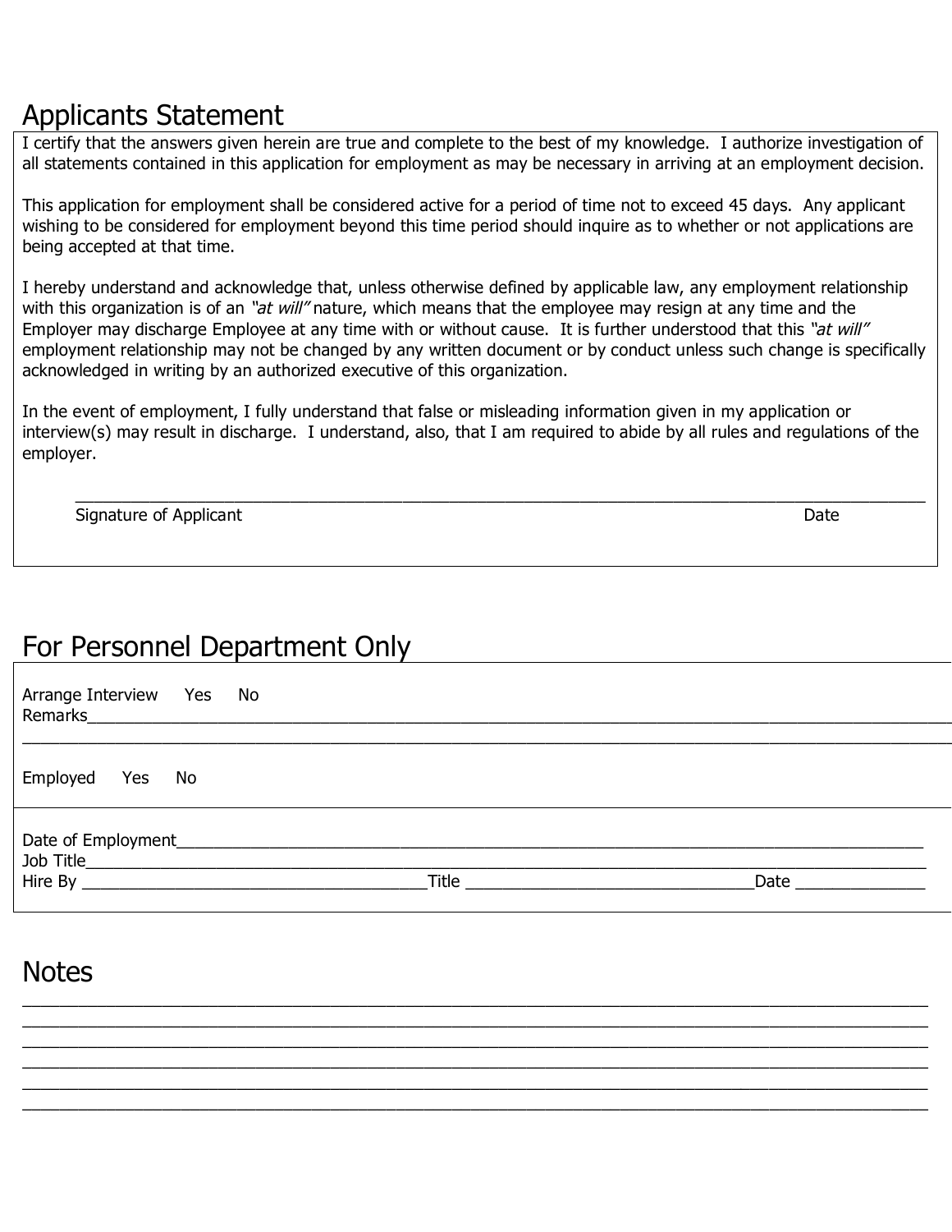## Applicants Statement

I certify that the answers given herein are true and complete to the best of my knowledge. I authorize investigation of all statements contained in this application for employment as may be necessary in arriving at an employment decision.

This application for employment shall be considered active for a period of time not to exceed 45 days. Any applicant wishing to be considered for employment beyond this time period should inquire as to whether or not applications are being accepted at that time.

I hereby understand and acknowledge that, unless otherwise defined by applicable law, any employment relationship with this organization is of an *"at will"* nature, which means that the employee may resign at any time and the Employer may discharge Employee at any time with or without cause. It is further understood that this *"at will"* employment relationship may not be changed by any written document or by conduct unless such change is specifically acknowledged in writing by an authorized executive of this organization.

In the event of employment, I fully understand that false or misleading information given in my application or interview(s) may result in discharge. I understand, also, that I am required to abide by all rules and regulations of the employer.

_______________________________________________________________________________

Signature of Applicant                                                                                                              Date

## For Personnel Department Only

Arrange Interview    Yes    No

Remarks_______________________________________________________________________________

_______________________________________________________________________________

Employed    Yes    No

Date of Employment_______________________________________________________________________

Job Title_______________________________________________________________________________

Hire By ______________________________Title ________________________Date ______________

## Notes

_______________________________________________________________________________

_______________________________________________________________________________

_______________________________________________________________________________

_______________________________________________________________________________

_______________________________________________________________________________

_______________________________________________________________________________